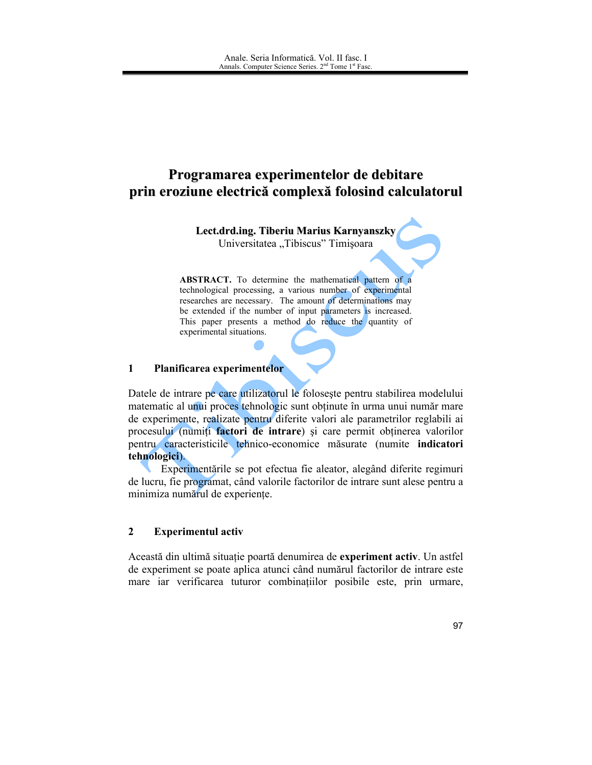# Programarea experimentelor de debitare prin eroziune electrică complexă folosind calculatorul

**Lect.drd.ing. Tiberiu Marius Karnyanszky**
Universitatea „Tibiscus" Timişoara

**ABSTRACT.** To determine the mathematical pattern of a technological processing, a various number of experimental researches are necessary. The amount of determinations may be extended if the number of input parameters is increased. This paper presents a method do reduce the quantity of experimental situations.

## 1 Planificarea experimentelor

Datele de intrare pe care utilizatorul le foloseşte pentru stabilirea modelului matematic al unui proces tehnologic sunt obținute în urma unui număr mare de experimente, realizate pentru diferite valori ale parametrilor reglabili ai procesului (numiți **factori de intrare**) şi care permit obținerea valorilor pentru caracteristicile tehnico-economice măsurate (numite **indicatori tehnologici**).

Experimentările se pot efectua fie aleator, alegând diferite regimuri de lucru, fie programat, când valorile factorilor de intrare sunt alese pentru a minimiza numărul de experiențe.

## 2 Experimentul activ

Această din ultimă situație poartă denumirea de **experiment activ**. Un astfel de experiment se poate aplica atunci când numărul factorilor de intrare este mare iar verificarea tuturor combinațiilor posibile este, prin urmare,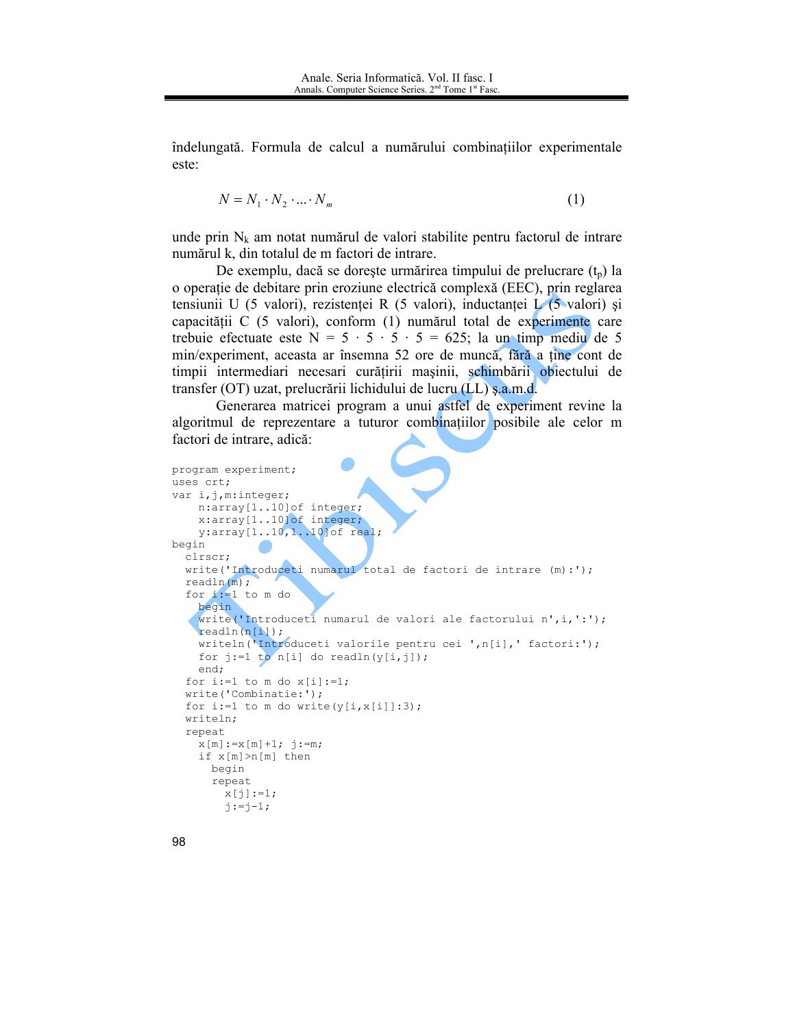îndelungată. Formula de calcul a numărului combinațiilor experimentale este:

$$N = N_1 \cdot N_2 \cdot ... \cdot N_m \qquad (1)$$

unde prin $N_k$ am notat numărul de valori stabilite pentru factorul de intrare numărul k, din totalul de m factori de intrare.

De exemplu, dacă se dorește urmărirea timpului de prelucrare ($t_p$) la o operație de debitare prin eroziune electrică complexă (EEC), prin reglarea tensiunii U (5 valori), rezistenței R (5 valori), inductanței L (5 valori) și capacității C (5 valori), conform (1) numărul total de experimente care trebuie efectuate este N = 5 · 5 · 5 · 5 = 625; la un timp mediu de 5 min/experiment, aceasta ar însemna 52 ore de muncă, fără a ține cont de timpii intermediari necesari curățirii mașinii, schimbării obiectului de transfer (OT) uzat, prelucrării lichidului de lucru (LL) ș.a.m.d.

Generarea matricei program a unui astfel de experiment revine la algoritmul de reprezentare a tuturor combinațiilor posibile ale celor m factori de intrare, adică:

```
program experiment;
uses crt;
var i,j,m:integer;
    n:array[1..10]of integer;
    x:array[1..10]of integer;
    y:array[1..10,1..10]of real;
begin
  clrscr;
  write('Introduceti numarul total de factori de intrare (m):');
  readln(m);
  for i:=1 to m do
    begin
    write('Introduceti numarul de valori ale factorului n',i,':');
    readln(n[i]);
    writeln('Introduceti valorile pentru cei ',n[i],' factori:');
    for j:=1 to n[i] do readln(y[i,j]);
    end;
  for i:=1 to m do x[i]:=1;
  write('Combinatie:');
  for i:=1 to m do write(y[i,x[i]]:3);
  writeln;
  repeat
    x[m]:=x[m]+1; j:=m;
    if x[m]>n[m] then
      begin
      repeat
        x[j]:=1;
        j:=j-1;
```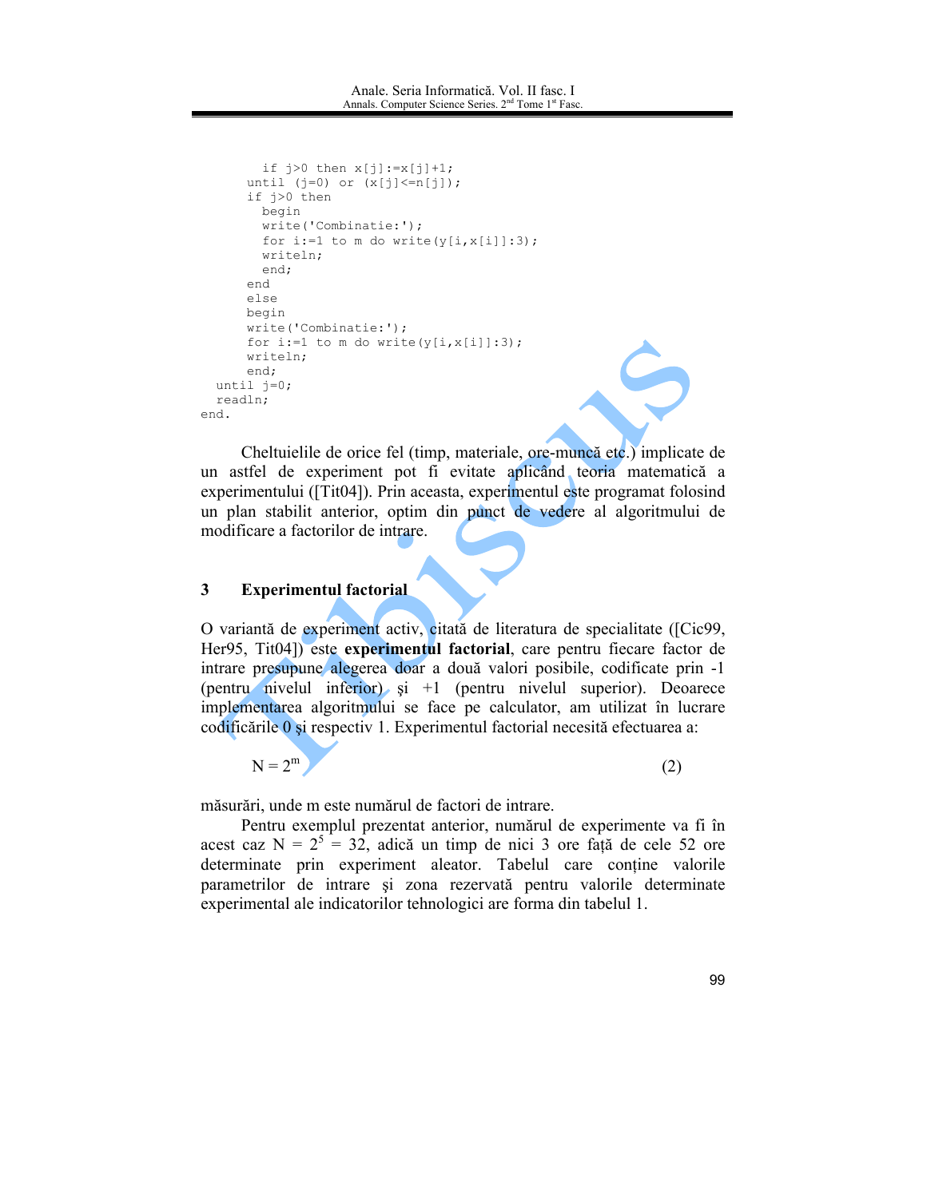```
        if j>0 then x[j]:=x[j]+1;
      until (j=0) or (x[j]<=n[j]);
      if j>0 then
        begin
        write('Combinatie:');
        for i:=1 to m do write(y[i,x[i]]:3);
        writeln;
        end;
      end
      else
      begin
      write('Combinatie:');
      for i:=1 to m do write(y[i,x[i]]:3);
      writeln;
      end;
  until j=0;
  readln;
end.
```

Cheltuielile de orice fel (timp, materiale, ore-muncă etc.) implicate de un astfel de experiment pot fi evitate aplicând teoria matematică a experimentului ([Tit04]). Prin aceasta, experimentul este programat folosind un plan stabilit anterior, optim din punct de vedere al algoritmului de modificare a factorilor de intrare.

## 3 Experimentul factorial

O variantă de experiment activ, citată de literatura de specialitate ([Cic99, Her95, Tit04]) este **experimentul factorial**, care pentru fiecare factor de intrare presupune alegerea doar a două valori posibile, codificate prin -1 (pentru nivelul inferior) şi +1 (pentru nivelul superior). Deoarece implementarea algoritmului se face pe calculator, am utilizat în lucrare codificările 0 şi respectiv 1. Experimentul factorial necesită efectuarea a:

$$N = 2^m \tag{2}$$

măsurări, unde m este numărul de factori de intrare.

Pentru exemplul prezentat anterior, numărul de experimente va fi în acest caz $N = 2^5 = 32$, adică un timp de nici 3 ore faţă de cele 52 ore determinate prin experiment aleator. Tabelul care conţine valorile parametrilor de intrare şi zona rezervată pentru valorile determinate experimental ale indicatorilor tehnologici are forma din tabelul 1.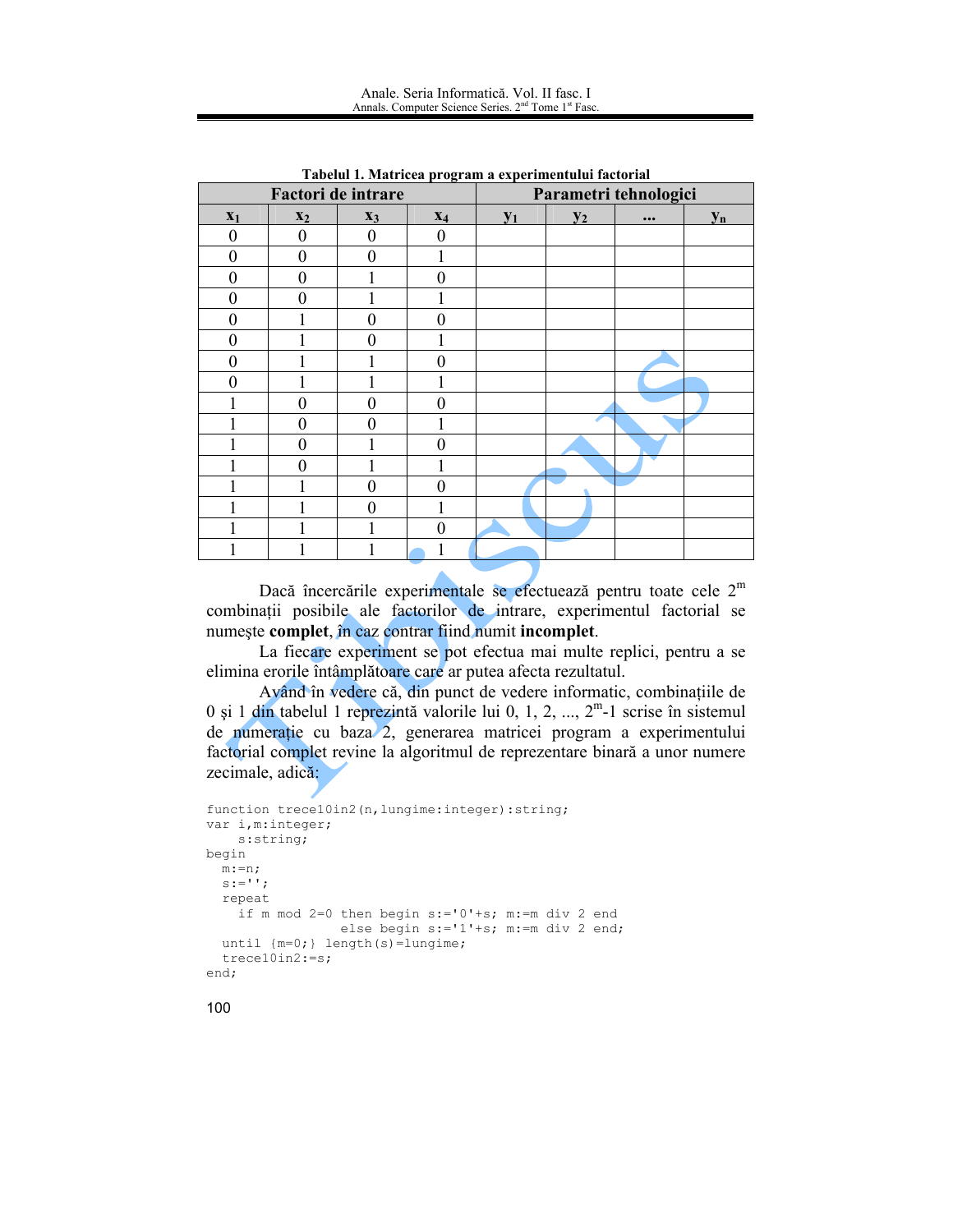**Tabelul 1. Matricea program a experimentului factorial**

| Factori de intrare | | | | Parametri tehnologici | | | |
|---|---|---|---|---|---|---|---|
| $x_1$ | $x_2$ | $x_3$ | $x_4$ | $y_1$ | $y_2$ | ... | $y_n$ |
| 0 | 0 | 0 | 0 | | | | |
| 0 | 0 | 0 | 1 | | | | |
| 0 | 0 | 1 | 0 | | | | |
| 0 | 0 | 1 | 1 | | | | |
| 0 | 1 | 0 | 0 | | | | |
| 0 | 1 | 0 | 1 | | | | |
| 0 | 1 | 1 | 0 | | | | |
| 0 | 1 | 1 | 1 | | | | |
| 1 | 0 | 0 | 0 | | | | |
| 1 | 0 | 0 | 1 | | | | |
| 1 | 0 | 1 | 0 | | | | |
| 1 | 0 | 1 | 1 | | | | |
| 1 | 1 | 0 | 0 | | | | |
| 1 | 1 | 0 | 1 | | | | |
| 1 | 1 | 1 | 0 | | | | |
| 1 | 1 | 1 | 1 | | | | |

Dacă încercările experimentale se efectuează pentru toate cele $2^m$ combinații posibile ale factorilor de intrare, experimentul factorial se numeşte **complet**, în caz contrar fiind numit **incomplet**.

La fiecare experiment se pot efectua mai multe replici, pentru a se elimina erorile întâmplătoare care ar putea afecta rezultatul.

Având în vedere că, din punct de vedere informatic, combinațiile de 0 şi 1 din tabelul 1 reprezintă valorile lui 0, 1, 2, ..., $2^m$-1 scrise în sistemul de numerație cu baza 2, generarea matricei program a experimentului factorial complet revine la algoritmul de reprezentare binară a unor numere zecimale, adică:

```
function trece10in2(n,lungime:integer):string;
var i,m:integer;
    s:string;
begin
  m:=n;
  s:='';
  repeat
    if m mod 2=0 then begin s:='0'+s; m:=m div 2 end
                 else begin s:='1'+s; m:=m div 2 end;
  until {m=0;} length(s)=lungime;
  trece10in2:=s;
end;
```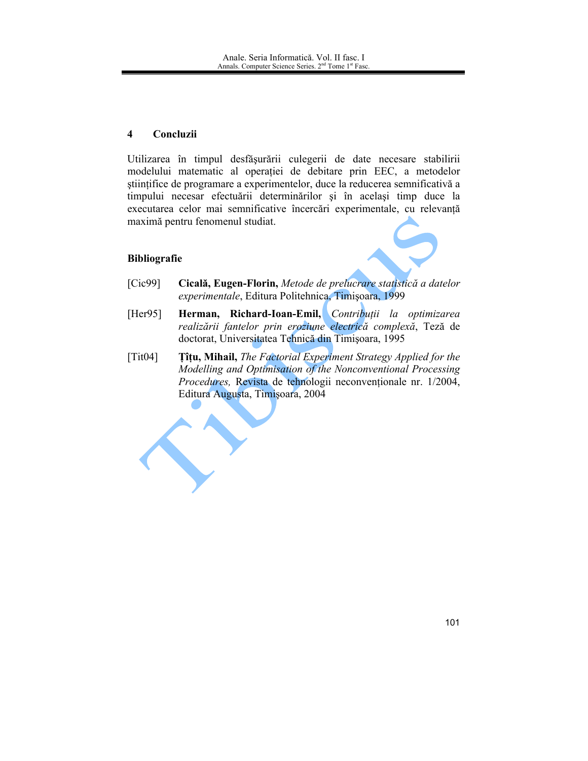## 4 Concluzii

Utilizarea în timpul desfăşurării culegerii de date necesare stabilirii modelului matematic al operației de debitare prin EEC, a metodelor ştiințifice de programare a experimentelor, duce la reducerea semnificativă a timpului necesar efectuării determinărilor şi în acelaşi timp duce la executarea celor mai semnificative încercări experimentale, cu relevanță maximă pentru fenomenul studiat.

## Bibliografie

[Cic99] **Cicală, Eugen-Florin,** *Metode de prelucrare statistică a datelor experimentale*, Editura Politehnica, Timişoara, 1999

[Her95] **Herman, Richard-Ioan-Emil,** *Contribuții la optimizarea realizării fantelor prin eroziune electrică complexă*, Teză de doctorat, Universitatea Tehnică din Timişoara, 1995

[Tit04] **Țîțu, Mihail,** *The Factorial Experiment Strategy Applied for the Modelling and Optimisation of the Nonconventional Processing Procedures,* Revista de tehnologii neconvenționale nr. 1/2004, Editura Augusta, Timişoara, 2004